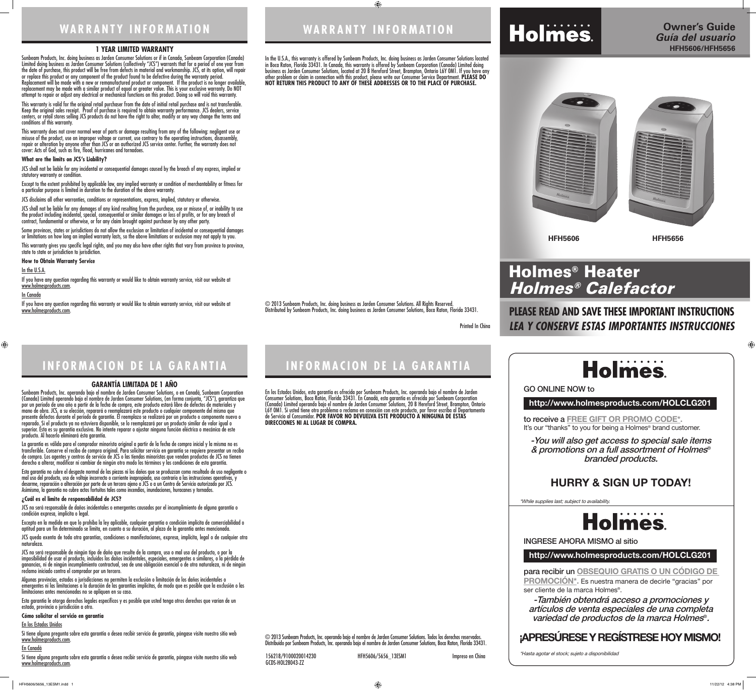# Holmes®

**Owner's Guide**
*Guía del usuario*
**HFH5606/HFH5656**

HFH5606 HFH5656

# Holmes® Heater
# *Holmes® Calefactor*

**PLEASE READ AND SAVE THESE IMPORTANT INSTRUCTIONS**
***LEA Y CONSERVE ESTAS IMPORTANTES INSTRUCCIONES***

## WARRANTY INFORMATION

### 1 YEAR LIMITED WARRANTY

Sunbeam Products, Inc. doing business as Jarden Consumer Solutions or if in Canada, Sunbeam Corporation (Canada) Limited doing business as Jarden Consumer Solutions (collectively "JCS") warrants that for a period of one year from the date of purchase, this product will be free from defects in material and workmanship. JCS, at its option, will repair or replace this product or any component of the product found to be defective during the warranty period. Replacement will be made with a new or remanufactured product or component. If the product is no longer available, replacement may be made with a similar product of equal or greater value. This is your exclusive warranty. Do NOT attempt to repair or adjust any electrical or mechanical functions on this product. Doing so will void this warranty.

This warranty is valid for the original retail purchaser from the date of initial retail purchase and is not transferable. Keep the original sales receipt. Proof of purchase is required to obtain warranty performance. JCS dealers, service centers, or retail stores selling JCS products do not have the right to alter, modify or any way change the terms and conditions of this warranty.

This warranty does not cover normal wear of parts or damage resulting from any of the following: negligent use or misuse of the product, use on improper voltage or current, use contrary to the operating instructions, disassembly, repair or alteration by anyone other than JCS or an authorized JCS service center. Further, the warranty does not cover: Acts of God, such as fire, flood, hurricanes and tornadoes.

**What are the limits on JCS's Liability?**

JCS shall not be liable for any incidental or consequential damages caused by the breach of any express, implied or statutory warranty or condition.

Except to the extent prohibited by applicable law, any implied warranty or condition of merchantability or fitness for a particular purpose is limited in duration to the duration of the above warranty.

JCS disclaims all other warranties, conditions or representations, express, implied, statutory or otherwise.

JCS shall not be liable for any damages of any kind resulting from the purchase, use or misuse of, or inability to use the product including incidental, special, consequential or similar damages or loss of profits, or for any breach of contract, fundamental or otherwise, or for any claim brought against purchaser by any other party.

Some provinces, states or jurisdictions do not allow the exclusion or limitation of incidental or consequential damages or limitations on how long an implied warranty lasts, so the above limitations or exclusion may not apply to you.

This warranty gives you specific legal rights, and you may also have other rights that vary from province to province, state to state or jurisdiction to jurisdiction.

**How to Obtain Warranty Service**

In the U.S.A.

If you have any question regarding this warranty or would like to obtain warranty service, visit our website at www.holmesproducts.com.

In Canada

If you have any question regarding this warranty or would like to obtain warranty service, visit our website at www.holmesproducts.com.

## WARRANTY INFORMATION

In the U.S.A., this warranty is offered by Sunbeam Products, Inc. doing business as Jarden Consumer Solutions located in Boca Raton, Florida 33431. In Canada, this warranty is offered by Sunbeam Corporation (Canada) Limited doing business as Jarden Consumer Solutions, located at 20 B Hereford Street, Brampton, Ontario L6Y 0M1. If you have any other problem or claim in connection with this product, please write our Consumer Service Department. **PLEASE DO NOT RETURN THIS PRODUCT TO ANY OF THESE ADDRESSES OR TO THE PLACE OF PURCHASE.**

© 2013 Sunbeam Products, Inc. doing business as Jarden Consumer Solutions. All Rights Reserved.
Distributed by Sunbeam Products, Inc. doing business as Jarden Consumer Solutions, Boca Raton, Florida 33431.

Printed In China

## INFORMACION DE LA GARANTIA

### GARANTÍA LIMITADA DE 1 AÑO

Sunbeam Products, Inc. operando bajo el nombre de Jarden Consumer Solutions, o en Canadá, Sunbeam Corporation (Canada) Limited operando bajo el nombre de Jarden Consumer Solutions, (en forma conjunta, "JCS"), garantiza que por un período de uno año a partir de la fecha de compra, este producto estará libre de defectos de materiales y mano de obra. JCS, a su elección, reparará o reemplazará este producto o cualquier componente del mismo que presente defectos durante el período de garantía. El reemplazo se realizará por un producto o componente nuevo o reparado. Si el producto ya no estuviera disponible, se lo reemplazará por un producto similar de valor igual o superior. Ésta es su garantía exclusiva. No intente reparar o ajustar ninguna función eléctrica o mecánica de este producto. Al hacerlo elimínará ésta garantía.

La garantía es válida para el comprador minorista original a partir de la fecha de compra inicial y la misma no es transferible. Conserve el recibo de compra original. Para solicitar servicio en garantía se requiere presentar un recibo de compra. Los agentes y centros de servicio de JCS o las tiendas minoristas que venden productos de JCS no tienen derecho a alterar, modificar ni cambiar de ningún otro modo los términos y las condiciones de esta garantía.

Esta garantía no cubre el desgaste normal de las piezas ni los daños que se produzcan como resultado de uso negligente o mal uso del producto, uso de voltaje incorrecto o corriente inapropiada, uso contrario a las instrucciones operativas, y desarme, reparación o alteración por parte de un tercero ajeno a JCS o a un Centro de Servicio autorizado por JCS. Asimismo, la garantía no cubre actos fortuitos tales como incendios, inundaciones, huracanes y tornados.

**¿Cuál es el límite de responsabilidad de JCS?**

JCS no será responsable de daños incidentales o emergentes causados por el incumplimiento de alguna garantía o condición expresa, implícita o legal.

Excepto en la medida en que lo prohíba la ley aplicable, cualquier garantía o condición implícita de comerciabilidad o aptitud para un fin determinado se limita, en cuanto a su duración, al plazo de la garantía antes mencionada.

JCS queda exenta de toda otra garantías, condiciones o manifestaciones, expresa, implícita, legal o de cualquier otra naturaleza.

JCS no será responsable de ningún tipo de daño que resulte de la compra, uso o mal uso del producto, o por la imposibilidad de usar el producto, incluidos los daños incidentales, especiales, emergentes o similares, o la pérdida de ganancias, ni de ningún incumplimiento contractual, sea de una obligación esencial o de otra naturaleza, ni de ningún reclamo iniciado contra el comprador por un tercero.

Algunas provincias, estados o jurisdicciones no permiten la exclusión o limitación de los daños incidentales o emergentes ni las limitaciones a la duración de las garantías implícitas, de modo que es posible que la exclusión o las limitaciones antes mencionadas no se apliquen en su caso.

Esta garantía le otorga derechos legales específicos y es posible que usted tenga otros derechos que varían de un estado, provincia o jurisdicción a otro.

**Cómo solicitar el servicio en garantía**

En los Estados Unidos

Si tiene alguna pregunta sobre esta garantía o desea recibir servicio de garantía, póngase visite nuestro sitio web www.holmesproducts.com.

En Canadá

Si tiene alguna pregunta sobre esta garantía o desea recibir servicio de garantía, póngase visite nuestro sitio web www.holmesproducts.com.

## INFORMACION DE LA GARANTIA

En los Estados Unidos, esta garantía es ofrecida por Sunbeam Products, Inc. operando bajo el nombre de Jarden Consumer Solutions, Boca Ratón, Florida 33431. En Canadá, esta garantía es ofrecida por Sunbeam Corporation (Canada) Limited operando bajo el nombre de Jarden Consumer Solutions, 20 B Hereford Street, Brampton, Ontario L6Y 0M1. Si usted tiene otro problema o reclamo en conexión con este producto, por favor escriba al Departamento de Servicio al Consumidor. **POR FAVOR NO DEVUELVA ESTE PRODUCTO A NINGUNA DE ESTAS DIRECCIONES NI AL LUGAR DE COMPRA.**

© 2013 Sunbeam Products, Inc. operando bajo el nombre de Jarden Consumer Solutions. Todos los derechos reservados.
Distribuido por Sunbeam Products, Inc. operando bajo el nombre de Jarden Consumer Solutions, Boca Ratón, Florida 33431.

156218/9100020014230 HFH5606/5656_13ESM1 Impreso en China
GCDS-HOL28043-ZZ

---

# Holmes®

GO ONLINE NOW to

**http://www.holmesproducts.com/HOLCLG201**

to receive a **FREE GIFT OR PROMO CODE***.
It's our "thanks" to you for being a Holmes® brand customer.

***-You will also get access to special sale items & promotions on a full assortment of Holmes® branded products.***

**HURRY & SIGN UP TODAY!**

*\*While supplies last; subject to availability.*

# Holmes®

INGRESE AHORA MISMO al sitio

**http://www.holmesproducts.com/HOLCLG201**

para recibir un **OBSEQUIO GRATIS O UN CÓDIGO DE PROMOCIÓN***. Es nuestra manera de decirle "gracias" por ser cliente de la marca Holmes®.

***-También obtendrá acceso a promociones y artículos de venta especiales de una completa variedad de productos de la marca Holmes®.***

**¡APRESÚRESE Y REGÍSTRESE HOY MISMO!**

*\*Hasta agotar el stock; sujeto a disponibilidad*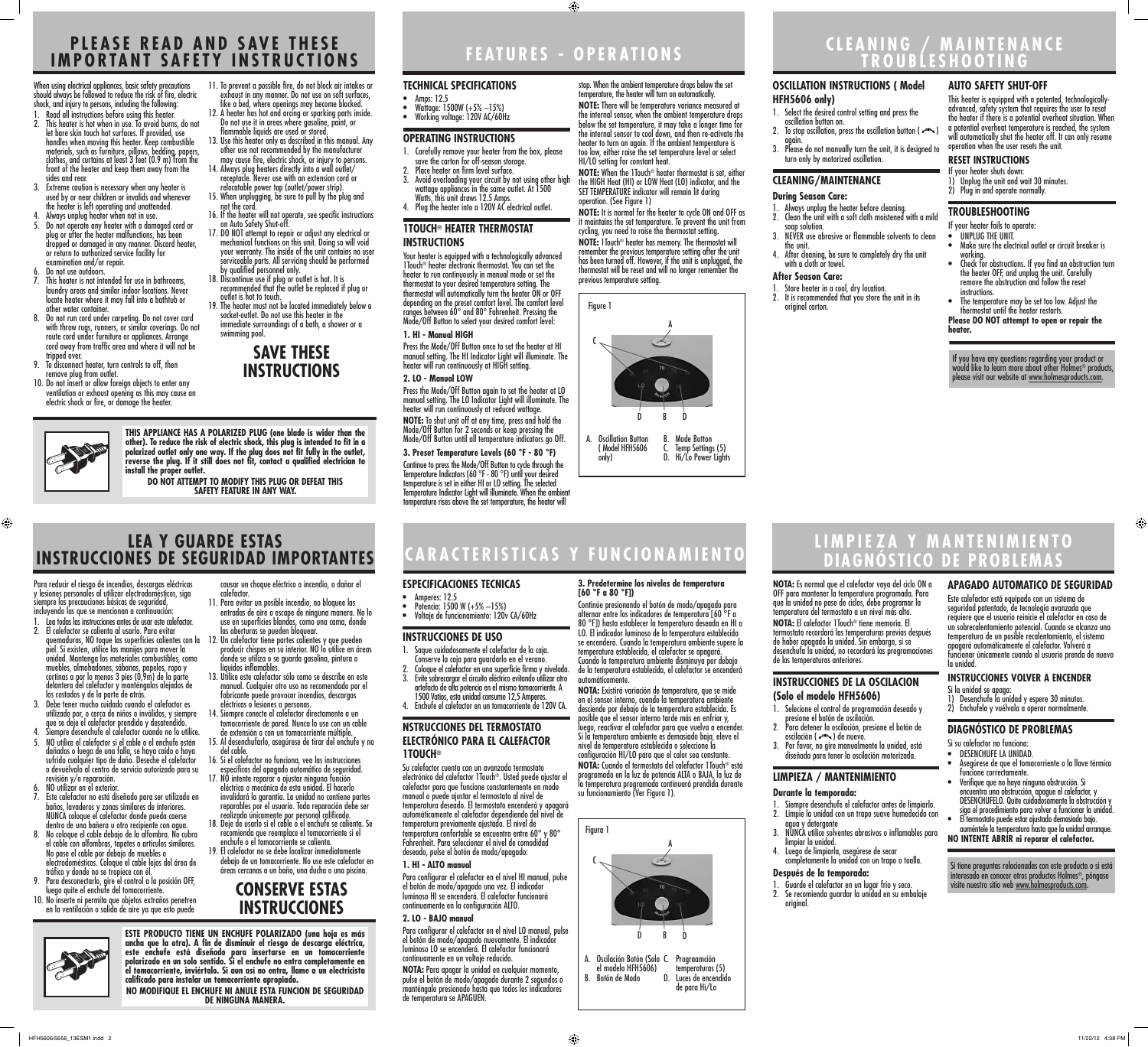# PLEASE READ AND SAVE THESE IMPORTANT SAFETY INSTRUCTIONS

When using electrical appliances, basic safety precautions should always be followed to reduce the risk of fire, electric shock, and injury to persons, including the following:

1. Read all instructions before using this heater.
2. This heater is hot when in use. To avoid burns, do not let bare skin touch hot surfaces. If provided, use handles when moving this heater. Keep combustible materials, such as furniture, pillows, bedding, papers, clothes, and curtains at least 3 feet (0.9 m) from the front of the heater and keep them away from the sides and rear.
3. Extreme caution is necessary when any heater is used by or near children or invalids and whenever the heater is left operating and unattended.
4. Always unplug heater when not in use.
5. Do not operate any heater with a damaged cord or plug or after the heater malfunctions, has been dropped or damaged in any manner. Discard heater, or return to authorized service facility for examination and/or repair.
6. Do not use outdoors.
7. This heater is not intended for use in bathrooms, laundry areas and similar indoor locations. Never locate heater where it may fall into a bathtub or other water container.
8. Do not run cord under carpeting. Do not cover cord with throw rugs, runners, or similar coverings. Do not route cord under furniture or appliances. Arrange cord away from traffic area and where it will not be tripped over.
9. To disconnect heater, turn controls to off, then remove plug from outlet.
10. Do not insert or allow foreign objects to enter any ventilation or exhaust opening as this may cause an electric shock or fire, or damage the heater.
11. To prevent a possible fire, do not block air intakes or exhaust in any manner. Do not use on soft surfaces, like a bed, where openings may become blocked.
12. A heater has hot and arcing or sparking parts inside. Do not use it in areas where gasoline, paint, or flammable liquids are used or stored.
13. Use this heater only as described in this manual. Any other use not recommended by the manufacturer may cause fire, electric shock, or injury to persons.
14. Always plug heaters directly into a wall outlet/receptacle. Never use with an extension cord or relocatable power tap (outlet/power strip).
15. When unplugging, be sure to pull by the plug and not the cord.
16. If the heater will not operate, see specific instructions on Auto Safety Shut-off.
17. DO NOT attempt to repair or adjust any electrical or mechanical functions on this unit. Doing so will void your warranty. The inside of the unit contains no user serviceable parts. All servicing should be performed by qualified personnel only.
18. Discontinue use if plug or outlet is hot. It is recommended that the outlet be replaced if plug or outlet is hot to touch.
19. The heater must not be located immediately below a socket-outlet. Do not use this heater in the immediate surroundings of a bath, a shower or a swimming pool.

## SAVE THESE INSTRUCTIONS

**THIS APPLIANCE HAS A POLARIZED PLUG (one blade is wider than the other). To reduce the risk of electric shock, this plug is intended to fit in a polarized outlet only one way. If the plug does not fit fully in the outlet, reverse the plug. If it still does not fit, contact a qualified electrician to install the proper outlet.**

**DO NOT ATTEMPT TO MODIFY THIS PLUG OR DEFEAT THIS SAFETY FEATURE IN ANY WAY.**

# FEATURES - OPERATIONS

### TECHNICAL SPECIFICATIONS

- Amps: 12.5
- Wattage: 1500W (+5% –15%)
- Working voltage: 120V AC/60Hz

### OPERATING INSTRUCTIONS

1. Carefully remove your heater from the box, please save the carton for off-season storage.
2. Place heater on firm level surface.
3. Avoid overloading your circuit by not using other high wattage appliances in the same outlet. At 1500 Watts, this unit draws 12.5 Amps.
4. Plug the heater into a 120V AC electrical outlet.

### 1TOUCH® HEATER THERMOSTAT INSTRUCTIONS

Your heater is equipped with a technologically advanced 1Touch® heater electronic thermostat. You can set the heater to run continuously in manual mode or set the thermostat to your desired temperature setting. The thermostat will automatically turn the heater ON or OFF depending on the preset comfort level. The comfort level ranges between 60° and 80° Fahrenheit. Pressing the Mode/Off Button to select your desired comfort level:

**1. HI - Manual HIGH**

Press the Mode/Off Button once to set the heater at HI manual setting. The HI Indicator Light will illuminate. The heater will run continuously at HIGH setting.

**2. LO - Manual LOW**

Press the Mode/Off Button again to set the heater at LO manual setting. The LO Indicator Light will illuminate. The heater will run continuously at reduced wattage.

**NOTE:** To shut unit off at any time, press and hold the Mode/Off Button for 2 seconds or keep pressing the Mode/Off Button until all temperature indicators go Off.

**3. Preset Temperature Levels (60 °F - 80 °F)**

Continue to press the Mode/Off Button to cycle through the Temperature Indicators (60 °F - 80 °F) until your desired temperature is set in either HI or LO setting. The selected Temperature Indicator Light will illuminate. When the ambient temperature rises above the set temperature, the heater will stop. When the ambient temperature drops below the set temperature, the heater will turn on automatically.

**NOTE:** There will be temperature variance measured at the internal sensor, when the ambient temperature drops below the set temperature, it may take a longer time for the internal sensor to cool down, and then re-activate the heater to turn on again. If the ambient temperature is too low, either raise the set temperature level or select HI/LO setting for constant heat.

**NOTE:** When the 1Touch® heater thermostat is set, either the HIGH Heat (HI) or LOW Heat (LO) indicator, and the SET TEMPERATURE indicator will remain lit during operation. (See Figure 1)

**NOTE:** It is normal for the heater to cycle ON and OFF as it maintains the set temperature. To prevent the unit from cycling, you need to raise the thermostat setting.

**NOTE:** 1Touch® heater has memory. The thermostat will remember the previous temperature setting after the unit has been turned off. However, if the unit is unplugged, the thermostat will be reset and will no longer remember the previous temperature setting.

Figure 1

A C D B D

A. Oscillation Button (Model HFH5606 only)
B. Mode Button
C. Temp Settings (5)
D. Hi/Lo Power Lights

# CLEANING / MAINTENANCE TROUBLESHOOTING

### OSCILLATION INSTRUCTIONS (Model HFH5606 only)

1. Select the desired control setting and press the oscillation button on.
2. To stop oscillation, press the oscillation button ( ) again.
3. Please do not manually turn the unit, it is designed to turn only by motorized oscillation.

### CLEANING/MAINTENANCE

**During Season Care:**

1. Always unplug the heater before cleaning.
2. Clean the unit with a soft cloth moistened with a mild soap solution.
3. NEVER use abrasive or flammable solvents to clean the unit.
4. After cleaning, be sure to completely dry the unit with a cloth or towel.

**After Season Care:**

1. Store heater in a cool, dry location.
2. It is recommended that you store the unit in its original carton.

### AUTO SAFETY SHUT-OFF

This heater is equipped with a patented, technologically-advanced, safety system that requires the user to reset the heater if there is a potential overheat situation. When a potential overheat temperature is reached, the system will automatically shut the heater off. It can only resume operation when the user resets the unit.

### RESET INSTRUCTIONS

If your heater shuts down:
1) Unplug the unit and wait 30 minutes.
2) Plug in and operate normally.

### TROUBLESHOOTING

If your heater fails to operate:

- UNPLUG THE UNIT.
- Make sure the electrical outlet or circuit breaker is working.
- Check for obstructions. If you find an obstruction turn the heater OFF, and unplug the unit. Carefully remove the obstruction and follow the reset instructions.
- The temperature may be set too low. Adjust the thermostat until the heater restarts.

**Please DO NOT attempt to open or repair the heater.**

If you have any questions regarding your product or would like to learn more about other Holmes® products, please visit our website at www.holmesproducts.com.

# LEA Y GUARDE ESTAS INSTRUCCIONES DE SEGURIDAD IMPORTANTES

Para reducir el riesgo de incendios, descargas eléctricas y lesiones personales al utilizar electrodomésticos, siga siempre las precauciones básicas de seguridad, incluyendo las que se mencionan a continuación:

1. Lea todas las instrucciones antes de usar este calefactor.
2. El calefactor se calienta al usarlo. Para evitar quemaduras, NO toque las superficies calientes con la piel. Si existen, utilice las manijas para mover la unidad. Mantenga los materiales combustibles, como muebles, almohadones, sábanas, papeles, ropa y cortinas a por lo menos 3 pies (0,9m) de la parte delantera del calefactor y manténgalos alejados de los costados y de la parte de atrás.
3. Debe tener mucho cuidado cuando el calefactor es utilizado por, o cerca de niños o inválidos, y siempre que se deje el calefactor prendido y desatendido.
4. Siempre desenchufe el calefactor cuando no lo utilice.
5. NO utilice el calefactor si el cable o el enchufe están dañados o luego de una falla, se haya caído o haya sufrido cualquier tipo de daño. Deseche el calefactor o devuélvalo al centro de servicio autorizado para su revisión y/o reparación.
6. NO utilizar en el exterior.
7. Este calefactor no está diseñado para ser utilizado en baños, lavaderos y zonas similares de interiores. NUNCA coloque el calefactor donde pueda caerse dentro de una bañera u otro recipiente con agua.
8. No coloque el cable debajo de la alfombra. No cubra el cable con alfombras, tapetes o artículos similares. No pase el cable por debajo de muebles o electrodomésticos. Coloque el cable lejos del área de tráfico y donde no se tropiece con él.
9. Para desconectarlo, gire el control a la posición OFF, luego quite el enchufe del tomacorriente.
10. No inserte ni permita que objetos extraños penetren en la ventilación o salida de aire ya que esto puede causar un choque eléctrico o incendio, o dañar el calefactor.
11. Para evitar un posible incendio, no bloquee las entradas de aire o escape de ninguna manera. No lo use en superficies blandas, como una cama, donde las aberturas se pueden bloquear.
12. Un calefactor tiene partes calientes y que pueden producir chispas en su interior. NO lo utilice en áreas donde se utiliza o se guarda gasolina, pintura o líquidos inflamables.
13. Utilice este calefactor sólo como se describe en este manual. Cualquier otro uso no recomendado por el fabricante puede provocar incendios, descargas eléctricas o lesiones a personas.
14. Siempre conecte el calefactor directamente a un tomacorriente de pared. Nunca lo use con un cable de extensión o con un tomacorriente múltiple.
15. Al desenchufarlo, asegúrese de tirar del enchufe y no del cable.
16. Si el calefactor no funciona, vea las instrucciones específicas del apagado automático de seguridad.
17. NO intente reparar o ajustar ninguna función eléctrica o mecánica de esta unidad. El hacerlo invalidará la garantía. La unidad no contiene partes reparables por el usuario. Toda reparación debe ser realizada únicamente por personal calificado.
18. Deje de usarlo si el cable o el enchufe se calienta. Se recomienda que reemplace el tomacorriente si el enchufe o el tomacorriente se calienta.
19. El calefactor no se debe localizar inmediatamente debajo de un tomacorriente. No use este calefactor en áreas cercanas a un baño, una ducha o una piscina.

## CONSERVE ESTAS INSTRUCCIONES

**ESTE PRODUCTO TIENE UN ENCHUFE POLARIZADO (una hoja es más ancha que la otra). A fin de disminuir el riesgo de descarga eléctrica, este enchufe está diseñado para insertarse en un tomacorriente polarizado en un solo sentido. Si el enchufe no entra completamente en el tomacorriente, inviértalo. Si aun así no entra, llame a un electricista calificado para instalar un tomacorriente apropiado.**

**NO MODIFIQUE EL ENCHUFE NI ANULE ESTA FUNCION DE SEGURIDAD DE NINGUNA MANERA.**

# CARACTERISTICAS Y FUNCIONAMIENTO

### ESPECIFICACIONES TECNICAS

- Amperes: 12.5
- Potencia: 1500 W (+5% –15%)
- Voltaje de funcionamiento: 120v CA/60Hz

### INSTRUCCIONES DE USO

1. Saque cuidadosamente el calefactor de la caja. Conserve la caja para guardarlo en el verano.
2. Coloque el calefactor en una superficie firma y nivelada.
3. Evite sobrecargar el circuito eléctrico evitando utilizar otro artefacto de alta potencia en el mismo tomacorriente. A 1500 Vatios, esta unidad consume 12,5 Amperes.
4. Enchufe el calefactor en un tomacorriente de 120V CA.

### NSTRUCCIONES DEL TERMOSTATO ELECTRÓNICO PARA EL CALEFACTOR 1TOUCH®

Su calefactor cuenta con un avanzado termostato electrónico del calefactor 1Touch®. Usted puede ajustar el calefactor para que funcione constantemente en modo manual o puede ajustar el termostato al nivel de temperatura deseado. El termostato encenderá y apagará automáticamente el calefactor dependiendo del nivel de temperatura previamente ajustado. El nivel de temperatura confortable se encuentra entre 60° y 80° Fahrenheit. Para seleccionar el nivel de comodidad deseado, pulse el botón de modo/apagado:

**1. HI - ALTO manual**

Para configurar el calefactor en el nivel HI manual, pulse el botón de modo/apagado una vez. El indicador luminoso HI se encenderá. El calefactor funcionará continuamente en la configuración ALTO.

**2. LO - BAJO manual**

Para configurar el calefactor en el nivel LO manual, pulse el botón de modo/apagado nuevamente. El indicador luminoso LO se encenderá. El calefactor funcionará continuamente en un voltaje reducido.

**NOTA:** Para apagar la unidad en cualquier momento, pulse el botón de modo/apagado durante 2 segundos o manténgalo presionado hasta que todos los indicadores de temperatura se APAGUEN.

**3. Predetermine los niveles de temperatura [60 °F a 80 °F])**

Continúe presionando el botón de modo/apagado para alternar entre los indicadores de temperatura [60 °F a 80 °F]) hasta establecer la temperatura deseada en HI o LO. El indicador luminoso de la temperatura establecida se encenderá. Cuando la temperatura ambiente supere la temperatura establecida, el calefactor se apagará. Cuando la temperatura ambiente disminuya por debajo de la temperatura establecida, el calefactor se encenderá automáticamente.

**NOTA:** Existirá variación de temperatura, que se mide en el sensor interno, cuando la temperatura ambiente desciende por debajo de la temperatura establecida. Es posible que el sensor interno tarde más en enfriar y, luego, reactivar el calefactor para que vuelva a encender. Si la temperatura ambiente es demasiado baja, eleve el nivel de temperatura establecida o seleccione la configuración HI/LO para que el calor sea constante.

**NOTA:** Cuando el termostato del calefactor 1Touch® está programado en la luz de potencia ALTA o BAJA, la luz de la temperatura programada continuará prendida durante su funcionamiento (Ver Figura 1).

Figura 1

A C D B D

A. Oscilación Botón (Solo el modelo HFH5606)
B. Botón de Modo
C. Programción temperaturas (5)
D. Luces de encendido de para Hi/Lo

# LIMPIEZA Y MANTENIMIENTO DIAGNÓSTICO DE PROBLEMAS

**NOTA:** Es normal que el calefactor vaya del ciclo ON a OFF para mantener la temperatura programada. Para que la unidad no pase de ciclos, debe programar la temperatura del termostato a un nivel más alto.

**NOTA:** El calefactor 1Touch® tiene memoria. El termostato recordará las temperaturas previas después de haber apagado la unidad. Sin embargo, si se desenchufa la unidad, no recordará las programaciones de las temperaturas anteriores.

### INSTRUCCIONES DE LA OSCILACION (Solo el modelo HFH5606)

1. Selecione el control de programación deseado y presione el botón de oscilación.
2. Para detener la oscilación, presione el botón de oscilación ( ) de nuevo.
3. Por favor, no gire manualmente la unidad, está diseñada para tener la oscilación motorizada.

### LIMPIEZA / MANTENIMIENTO

**Durante la temporada:**

1. Siempre desenchufe el calefactor antes de limpiarlo.
2. Limpie la unidad con un trapo suave humedecido con agua y detergente
3. NUNCA utilice solventes abrasivos o inflamables para limpiar la unidad.
4. Luego de limpiarla, asegúrese de secar completamente la unidad con un trapo o toalla.

**Después de la temporada:**

1. Guarde el calefactor en un lugar frío y seco.
2. Se recomienda guardar la unidad en su embalaje original.

### APAGADO AUTOMATICO DE SEGURIDAD

Este calefactor está equipado con un sistema de seguridad patentado, de tecnología avanzada que requiere que el usuario reinicie el calefactor en caso de un sobrecalentamiento potencial. Cuando se alcanza una temperatura de un posible recalentamiento, el sistema apagará automáticamente el calefactor. Volverá a funcionar únicamente cuando el usuario prenda de nuevo la unidad.

### INSTRUCCIONES VOLVER A ENCENDER

Si la unidad se apaga:
1) Desenchufe la unidad y espere 30 minutos.
2) Enchufela y vuélvala a operar normalmente.

### DIAGNÓSTICO DE PROBLEMAS

Si su calefactor no funciona:

- DESENCHUFE LA UNIDAD.
- Asegúrese de que el tomacorriente o la llave térmica funcione correctamente.
- Verifique que no haya ninguna obstrucción. Si encuentra una obstrucción, apague el calefactor, y DESENCHUFELO. Quite cuidadosamente la obstrucción y siga el procedimiento para volver a funcionar la unidad.
- El termostato puede estar ajustado demasiado bajo. auméntele la temperatura hasta que la unidad arranque.

**NO INTENTE ABRIR ni reparar el calefactor.**

Si tiene preguntas relacionadas con este producto o si está interesado en conocer otros productos Holmes®, póngase visite nuestro sitio web www.holmesproducts.com.